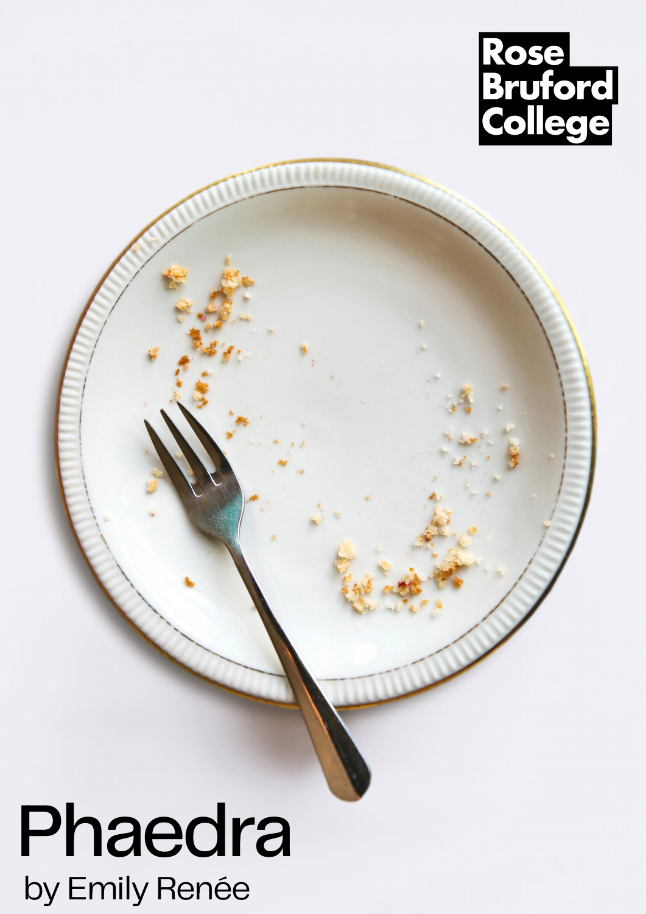Rose Bruford College

# Phaedra

by Emily Renée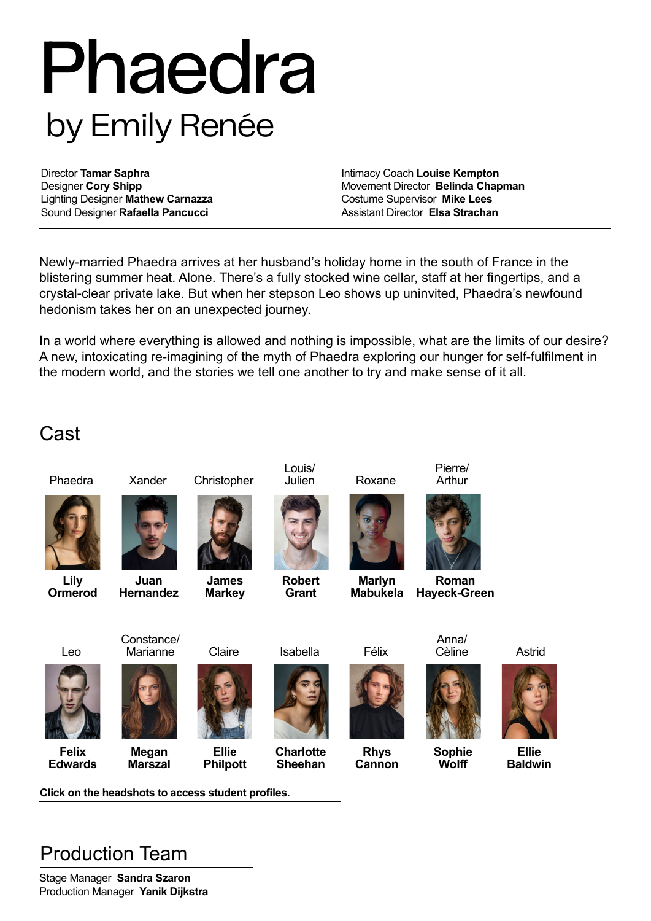# Phaedra

## by Emily Renée

Director **Tamar Saphra**
Designer **Cory Shipp**
Lighting Designer **Mathew Carnazza**
Sound Designer **Rafaella Pancucci**

Intimacy Coach **Louise Kempton**
Movement Director **Belinda Chapman**
Costume Supervisor **Mike Lees**
Assistant Director **Elsa Strachan**

---

Newly-married Phaedra arrives at her husband's holiday home in the south of France in the blistering summer heat. Alone. There's a fully stocked wine cellar, staff at her fingertips, and a crystal-clear private lake. But when her stepson Leo shows up uninvited, Phaedra's newfound hedonism takes her on an unexpected journey.

In a world where everything is allowed and nothing is impossible, what are the limits of our desire? A new, intoxicating re-imagining of the myth of Phaedra exploring our hunger for self-fulfilment in the modern world, and the stories we tell one another to try and make sense of it all.

## Cast

| Phaedra | Xander | Christopher | Louis/ Julien | Roxane | Pierre/ Arthur |
|---|---|---|---|---|---|
| **Lily Ormerod** | **Juan Hernandez** | **James Markey** | **Robert Grant** | **Marlyn Mabukela** | **Roman Hayeck-Green** |

| Leo | Constance/ Marianne | Claire | Isabella | Félix | Anna/ Cèline | Astrid |
|---|---|---|---|---|---|---|
| **Felix Edwards** | **Megan Marszal** | **Ellie Philpott** | **Charlotte Sheehan** | **Rhys Cannon** | **Sophie Wolff** | **Ellie Baldwin** |

**Click on the headshots to access student profiles.**

## Production Team

Stage Manager **Sandra Szaron**
Production Manager **Yanik Dijkstra**